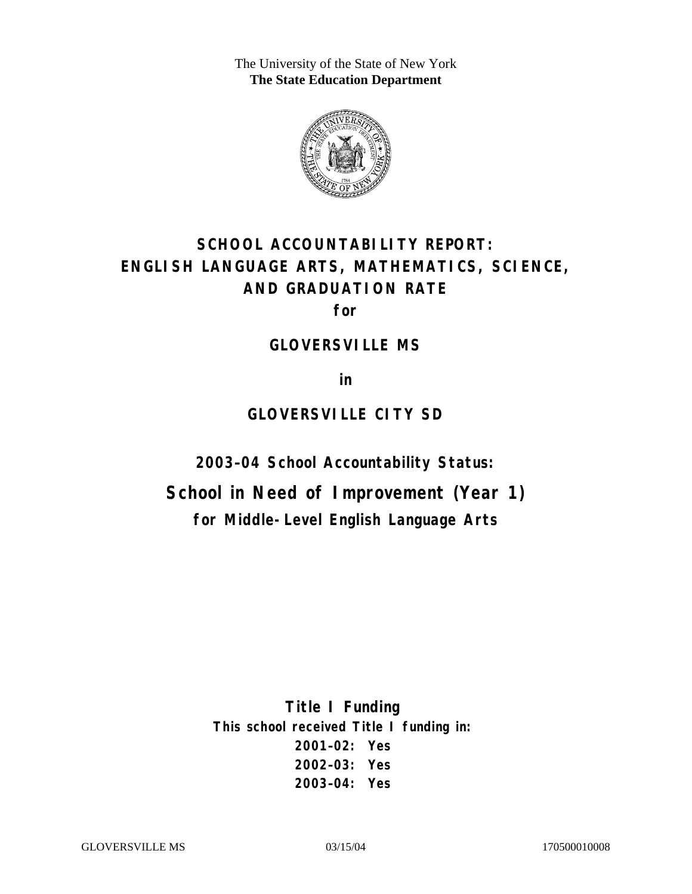The University of the State of New York
**The State Education Department**

# SCHOOL ACCOUNTABILITY REPORT: ENGLISH LANGUAGE ARTS, MATHEMATICS, SCIENCE, AND GRADUATION RATE

**for**

## GLOVERSVILLE MS

**in**

## GLOVERSVILLE CITY SD

### 2003–04 School Accountability Status:

## School in Need of Improvement (Year 1)

### for Middle-Level English Language Arts

### Title I Funding

**This school received Title I funding in:**

**2001–02: Yes**
**2002–03: Yes**
**2003–04: Yes**

GLOVERSVILLE MS 03/15/04 170500010008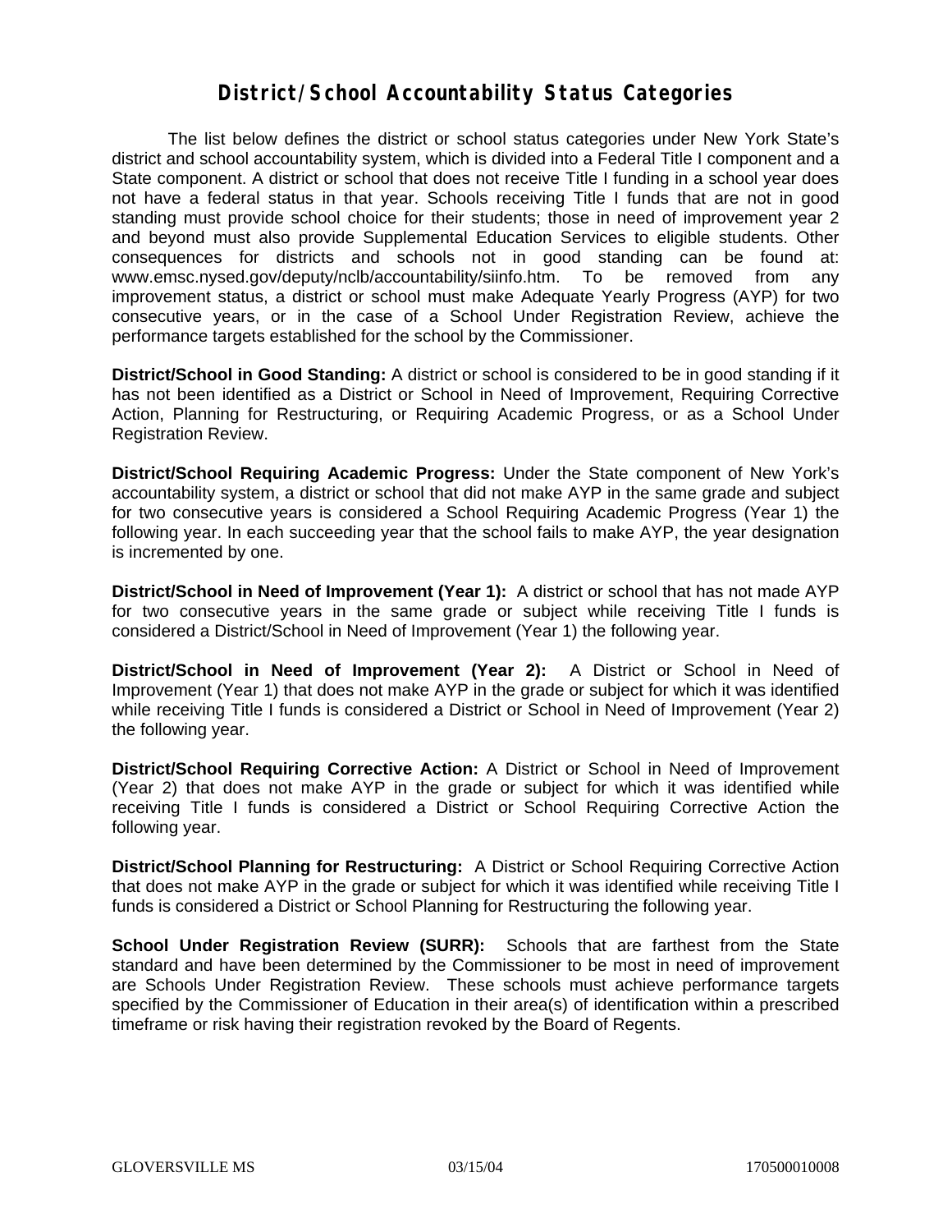# District/School Accountability Status Categories

The list below defines the district or school status categories under New York State's district and school accountability system, which is divided into a Federal Title I component and a State component. A district or school that does not receive Title I funding in a school year does not have a federal status in that year. Schools receiving Title I funds that are not in good standing must provide school choice for their students; those in need of improvement year 2 and beyond must also provide Supplemental Education Services to eligible students. Other consequences for districts and schools not in good standing can be found at: www.emsc.nysed.gov/deputy/nclb/accountability/siinfo.htm. To be removed from any improvement status, a district or school must make Adequate Yearly Progress (AYP) for two consecutive years, or in the case of a School Under Registration Review, achieve the performance targets established for the school by the Commissioner.

**District/School in Good Standing:** A district or school is considered to be in good standing if it has not been identified as a District or School in Need of Improvement, Requiring Corrective Action, Planning for Restructuring, or Requiring Academic Progress, or as a School Under Registration Review.

**District/School Requiring Academic Progress:** Under the State component of New York's accountability system, a district or school that did not make AYP in the same grade and subject for two consecutive years is considered a School Requiring Academic Progress (Year 1) the following year. In each succeeding year that the school fails to make AYP, the year designation is incremented by one.

**District/School in Need of Improvement (Year 1):** A district or school that has not made AYP for two consecutive years in the same grade or subject while receiving Title I funds is considered a District/School in Need of Improvement (Year 1) the following year.

**District/School in Need of Improvement (Year 2):** A District or School in Need of Improvement (Year 1) that does not make AYP in the grade or subject for which it was identified while receiving Title I funds is considered a District or School in Need of Improvement (Year 2) the following year.

**District/School Requiring Corrective Action:** A District or School in Need of Improvement (Year 2) that does not make AYP in the grade or subject for which it was identified while receiving Title I funds is considered a District or School Requiring Corrective Action the following year.

**District/School Planning for Restructuring:** A District or School Requiring Corrective Action that does not make AYP in the grade or subject for which it was identified while receiving Title I funds is considered a District or School Planning for Restructuring the following year.

**School Under Registration Review (SURR):** Schools that are farthest from the State standard and have been determined by the Commissioner to be most in need of improvement are Schools Under Registration Review. These schools must achieve performance targets specified by the Commissioner of Education in their area(s) of identification within a prescribed timeframe or risk having their registration revoked by the Board of Regents.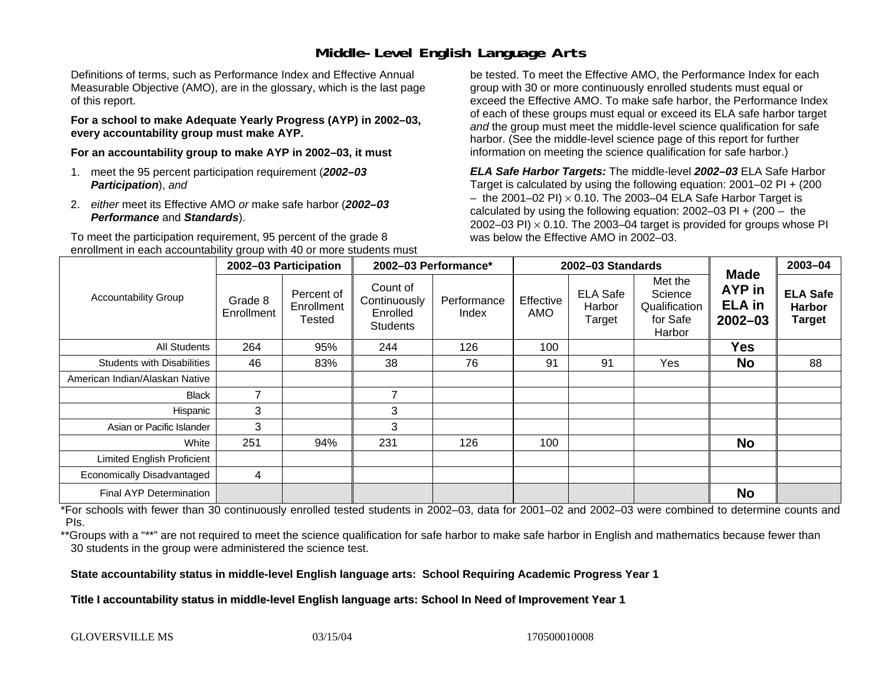# Middle-Level English Language Arts

Definitions of terms, such as Performance Index and Effective Annual Measurable Objective (AMO), are in the glossary, which is the last page of this report.

**For a school to make Adequate Yearly Progress (AYP) in 2002–03, every accountability group must make AYP.**

**For an accountability group to make AYP in 2002–03, it must**

1. meet the 95 percent participation requirement (***2002–03 Participation***), *and*
2. *either* meet its Effective AMO *or* make safe harbor (***2002–03 Performance*** and ***Standards***).

To meet the participation requirement, 95 percent of the grade 8 enrollment in each accountability group with 40 or more students must be tested. To meet the Effective AMO, the Performance Index for each group with 30 or more continuously enrolled students must equal or exceed the Effective AMO. To make safe harbor, the Performance Index of each of these groups must equal or exceed its ELA safe harbor target *and* the group must meet the middle-level science qualification for safe harbor. (See the middle-level science page of this report for further information on meeting the science qualification for safe harbor.)

***ELA Safe Harbor Targets:*** The middle-level ***2002–03*** ELA Safe Harbor Target is calculated by using the following equation: 2001–02 PI + (200 – the 2001–02 PI) $\times$ 0.10. The 2003–04 ELA Safe Harbor Target is calculated by using the following equation: 2002–03 PI + (200 – the 2002–03 PI) $\times$ 0.10. The 2003–04 target is provided for groups whose PI was below the Effective AMO in 2002–03.

| Accountability Group | 2002–03 Participation | | 2002–03 Performance* | | 2002–03 Standards | | | Made AYP in ELA in 2002–03 | 2003–04 |
|---|---|---|---|---|---|---|---|---|---|
| | Grade 8 Enrollment | Percent of Enrollment Tested | Count of Continuously Enrolled Students | Performance Index | Effective AMO | ELA Safe Harbor Target | Met the Science Qualification for Safe Harbor | | ELA Safe Harbor Target |
| All Students | 264 | 95% | 244 | 126 | 100 | | | Yes | |
| Students with Disabilities | 46 | 83% | 38 | 76 | 91 | 91 | Yes | No | 88 |
| American Indian/Alaskan Native | | | | | | | | | |
| Black | 7 | | 7 | | | | | | |
| Hispanic | 3 | | 3 | | | | | | |
| Asian or Pacific Islander | 3 | | 3 | | | | | | |
| White | 251 | 94% | 231 | 126 | 100 | | | No | |
| Limited English Proficient | | | | | | | | | |
| Economically Disadvantaged | 4 | | | | | | | | |
| Final AYP Determination | | | | | | | | No | |

*For schools with fewer than 30 continuously enrolled tested students in 2002–03, data for 2001–02 and 2002–03 were combined to determine counts and PIs.

**Groups with a "**" are not required to meet the science qualification for safe harbor to make safe harbor in English and mathematics because fewer than 30 students in the group were administered the science test.

**State accountability status in middle-level English language arts: School Requiring Academic Progress Year 1**

**Title I accountability status in middle-level English language arts: School In Need of Improvement Year 1**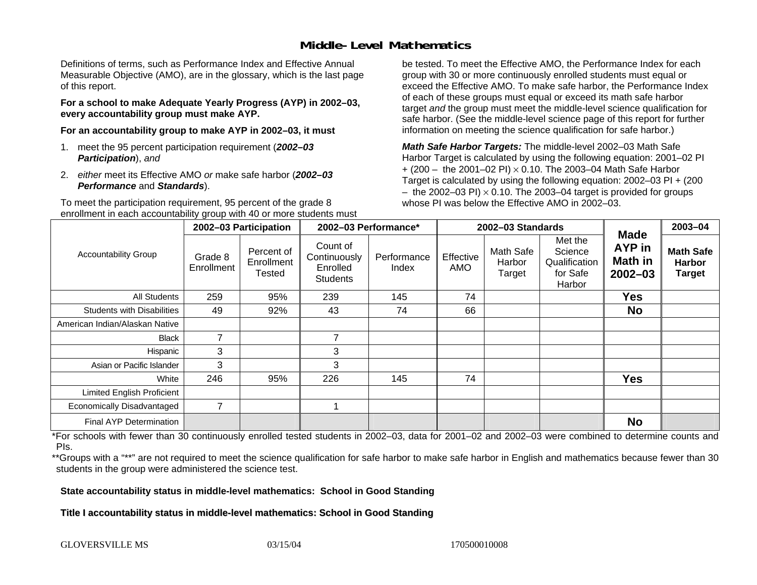# Middle-Level Mathematics

Definitions of terms, such as Performance Index and Effective Annual Measurable Objective (AMO), are in the glossary, which is the last page of this report.

**For a school to make Adequate Yearly Progress (AYP) in 2002–03, every accountability group must make AYP.**

**For an accountability group to make AYP in 2002–03, it must**

1. meet the 95 percent participation requirement (***2002–03 Participation***), *and*
2. *either* meet its Effective AMO *or* make safe harbor (***2002–03 Performance*** and ***Standards***).

To meet the participation requirement, 95 percent of the grade 8 enrollment in each accountability group with 40 or more students must be tested. To meet the Effective AMO, the Performance Index for each group with 30 or more continuously enrolled students must equal or exceed the Effective AMO. To make safe harbor, the Performance Index of each of these groups must equal or exceed its math safe harbor target *and* the group must meet the middle-level science qualification for safe harbor. (See the middle-level science page of this report for further information on meeting the science qualification for safe harbor.)

***Math Safe Harbor Targets:*** The middle-level 2002–03 Math Safe Harbor Target is calculated by using the following equation: 2001–02 PI + (200 – the 2001–02 PI) $\times$ 0.10. The 2003–04 Math Safe Harbor Target is calculated by using the following equation: 2002–03 PI + (200 – the 2002–03 PI) $\times$ 0.10. The 2003–04 target is provided for groups whose PI was below the Effective AMO in 2002–03.

| Accountability Group | 2002–03 Participation | | 2002–03 Performance* | | 2002–03 Standards | | | Made AYP in Math in 2002–03 | 2003–04 |
|---|---|---|---|---|---|---|---|---|---|
| | Grade 8 Enrollment | Percent of Enrollment Tested | Count of Continuously Enrolled Students | Performance Index | Effective AMO | Math Safe Harbor Target | Met the Science Qualification for Safe Harbor | | Math Safe Harbor Target |
| All Students | 259 | 95% | 239 | 145 | 74 | | | **Yes** | |
| Students with Disabilities | 49 | 92% | 43 | 74 | 66 | | | **No** | |
| American Indian/Alaskan Native | | | | | | | | | |
| Black | 7 | | 7 | | | | | | |
| Hispanic | 3 | | 3 | | | | | | |
| Asian or Pacific Islander | 3 | | 3 | | | | | | |
| White | 246 | 95% | 226 | 145 | 74 | | | **Yes** | |
| Limited English Proficient | | | | | | | | | |
| Economically Disadvantaged | 7 | | 1 | | | | | | |
| Final AYP Determination | | | | | | | | **No** | |

*For schools with fewer than 30 continuously enrolled tested students in 2002–03, data for 2001–02 and 2002–03 were combined to determine counts and PIs.

**Groups with a "**" are not required to meet the science qualification for safe harbor to make safe harbor in English and mathematics because fewer than 30 students in the group were administered the science test.

**State accountability status in middle-level mathematics: School in Good Standing**

**Title I accountability status in middle-level mathematics: School in Good Standing**

GLOVERSVILLE MS 03/15/04 170500010008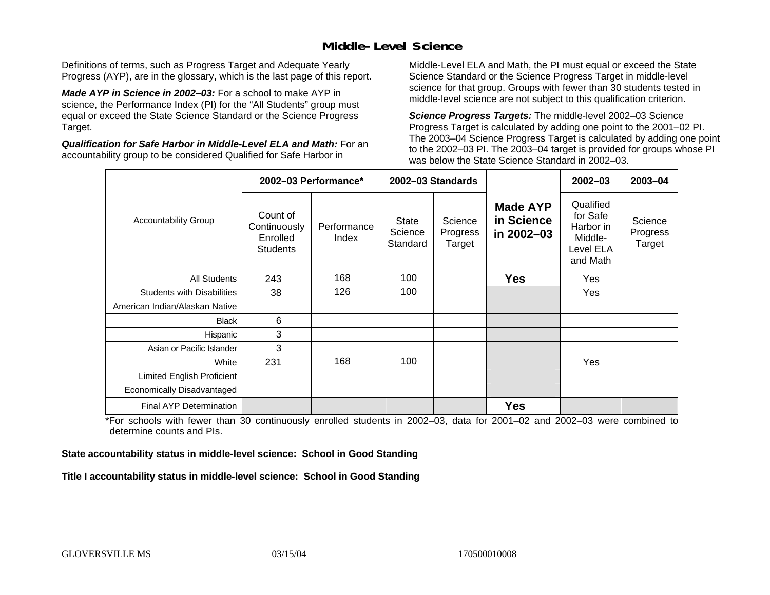## Middle-Level Science

Definitions of terms, such as Progress Target and Adequate Yearly Progress (AYP), are in the glossary, which is the last page of this report.

***Made AYP in Science in 2002–03:*** For a school to make AYP in science, the Performance Index (PI) for the "All Students" group must equal or exceed the State Science Standard or the Science Progress Target.

***Qualification for Safe Harbor in Middle-Level ELA and Math:*** For an accountability group to be considered Qualified for Safe Harbor in Middle-Level ELA and Math, the PI must equal or exceed the State Science Standard or the Science Progress Target in middle-level science for that group. Groups with fewer than 30 students tested in middle-level science are not subject to this qualification criterion.

***Science Progress Targets:*** The middle-level 2002–03 Science Progress Target is calculated by adding one point to the 2001–02 PI. The 2003–04 Science Progress Target is calculated by adding one point to the 2002–03 PI. The 2003–04 target is provided for groups whose PI was below the State Science Standard in 2002–03.

| Accountability Group | 2002–03 Performance* | | 2002–03 Standards | | Made AYP in Science in 2002–03 | 2002–03 | 2003–04 |
|---|---|---|---|---|---|---|---|
| | Count of Continuously Enrolled Students | Performance Index | State Science Standard | Science Progress Target | | Qualified for Safe Harbor in Middle-Level ELA and Math | Science Progress Target |
| All Students | 243 | 168 | 100 | | **Yes** | Yes | |
| Students with Disabilities | 38 | 126 | 100 | | | Yes | |
| American Indian/Alaskan Native | | | | | | | |
| Black | 6 | | | | | | |
| Hispanic | 3 | | | | | | |
| Asian or Pacific Islander | 3 | | | | | | |
| White | 231 | 168 | 100 | | | Yes | |
| Limited English Proficient | | | | | | | |
| Economically Disadvantaged | | | | | | | |
| Final AYP Determination | | | | | **Yes** | | |

*For schools with fewer than 30 continuously enrolled students in 2002–03, data for 2001–02 and 2002–03 were combined to determine counts and PIs.

**State accountability status in middle-level science: School in Good Standing**

**Title I accountability status in middle-level science: School in Good Standing**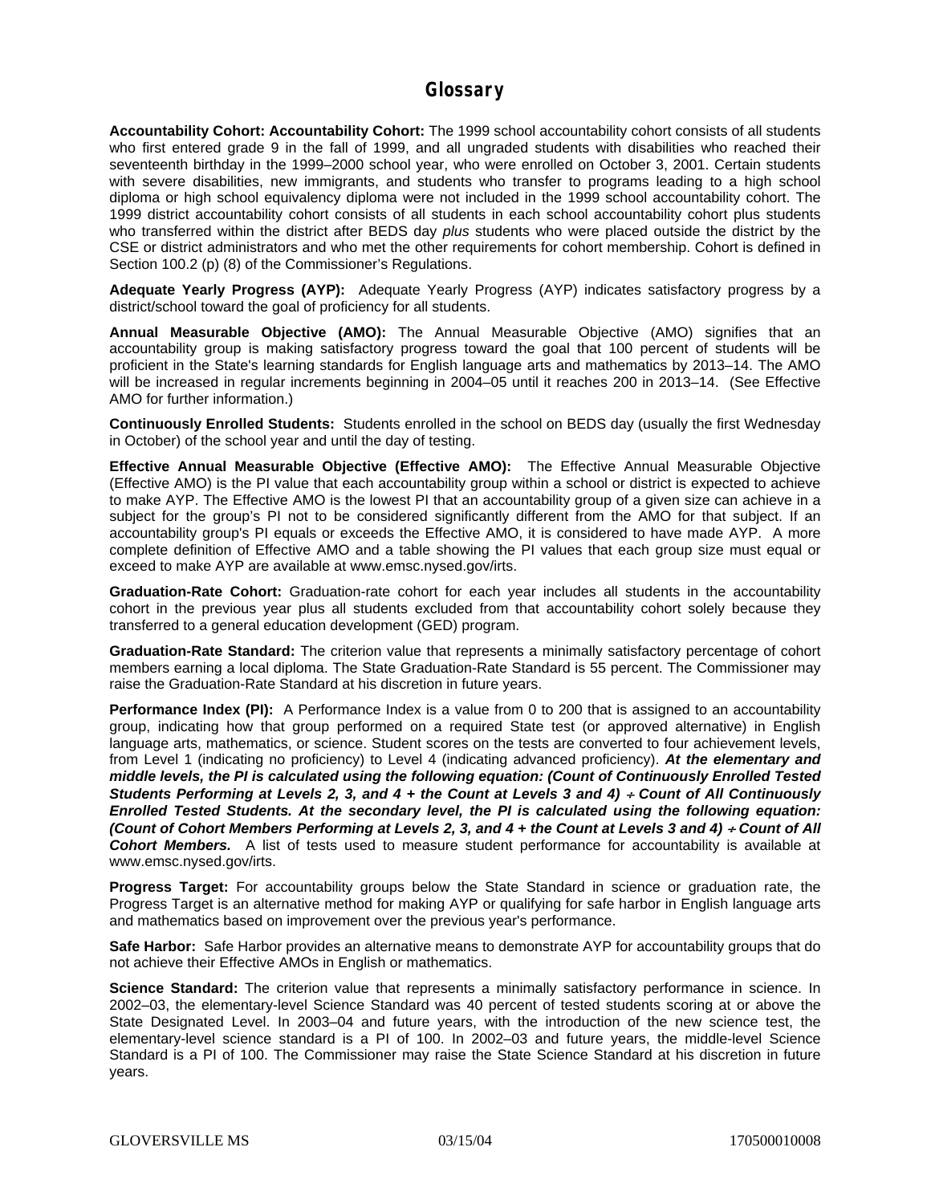# Glossary

**Accountability Cohort: Accountability Cohort:** The 1999 school accountability cohort consists of all students who first entered grade 9 in the fall of 1999, and all ungraded students with disabilities who reached their seventeenth birthday in the 1999–2000 school year, who were enrolled on October 3, 2001. Certain students with severe disabilities, new immigrants, and students who transfer to programs leading to a high school diploma or high school equivalency diploma were not included in the 1999 school accountability cohort. The 1999 district accountability cohort consists of all students in each school accountability cohort plus students who transferred within the district after BEDS day *plus* students who were placed outside the district by the CSE or district administrators and who met the other requirements for cohort membership. Cohort is defined in Section 100.2 (p) (8) of the Commissioner's Regulations.

**Adequate Yearly Progress (AYP):** Adequate Yearly Progress (AYP) indicates satisfactory progress by a district/school toward the goal of proficiency for all students.

**Annual Measurable Objective (AMO):** The Annual Measurable Objective (AMO) signifies that an accountability group is making satisfactory progress toward the goal that 100 percent of students will be proficient in the State's learning standards for English language arts and mathematics by 2013–14. The AMO will be increased in regular increments beginning in 2004–05 until it reaches 200 in 2013–14. (See Effective AMO for further information.)

**Continuously Enrolled Students:** Students enrolled in the school on BEDS day (usually the first Wednesday in October) of the school year and until the day of testing.

**Effective Annual Measurable Objective (Effective AMO):** The Effective Annual Measurable Objective (Effective AMO) is the PI value that each accountability group within a school or district is expected to achieve to make AYP. The Effective AMO is the lowest PI that an accountability group of a given size can achieve in a subject for the group's PI not to be considered significantly different from the AMO for that subject. If an accountability group's PI equals or exceeds the Effective AMO, it is considered to have made AYP. A more complete definition of Effective AMO and a table showing the PI values that each group size must equal or exceed to make AYP are available at www.emsc.nysed.gov/irts.

**Graduation-Rate Cohort:** Graduation-rate cohort for each year includes all students in the accountability cohort in the previous year plus all students excluded from that accountability cohort solely because they transferred to a general education development (GED) program.

**Graduation-Rate Standard:** The criterion value that represents a minimally satisfactory percentage of cohort members earning a local diploma. The State Graduation-Rate Standard is 55 percent. The Commissioner may raise the Graduation-Rate Standard at his discretion in future years.

**Performance Index (PI):** A Performance Index is a value from 0 to 200 that is assigned to an accountability group, indicating how that group performed on a required State test (or approved alternative) in English language arts, mathematics, or science. Student scores on the tests are converted to four achievement levels, from Level 1 (indicating no proficiency) to Level 4 (indicating advanced proficiency). ***At the elementary and middle levels, the PI is calculated using the following equation: (Count of Continuously Enrolled Tested Students Performing at Levels 2, 3, and 4 + the Count at Levels 3 and 4) ÷ Count of All Continuously Enrolled Tested Students. At the secondary level, the PI is calculated using the following equation: (Count of Cohort Members Performing at Levels 2, 3, and 4 + the Count at Levels 3 and 4) ÷ Count of All Cohort Members.*** A list of tests used to measure student performance for accountability is available at www.emsc.nysed.gov/irts.

**Progress Target:** For accountability groups below the State Standard in science or graduation rate, the Progress Target is an alternative method for making AYP or qualifying for safe harbor in English language arts and mathematics based on improvement over the previous year's performance.

**Safe Harbor:** Safe Harbor provides an alternative means to demonstrate AYP for accountability groups that do not achieve their Effective AMOs in English or mathematics.

**Science Standard:** The criterion value that represents a minimally satisfactory performance in science. In 2002–03, the elementary-level Science Standard was 40 percent of tested students scoring at or above the State Designated Level. In 2003–04 and future years, with the introduction of the new science test, the elementary-level science standard is a PI of 100. In 2002–03 and future years, the middle-level Science Standard is a PI of 100. The Commissioner may raise the State Science Standard at his discretion in future years.